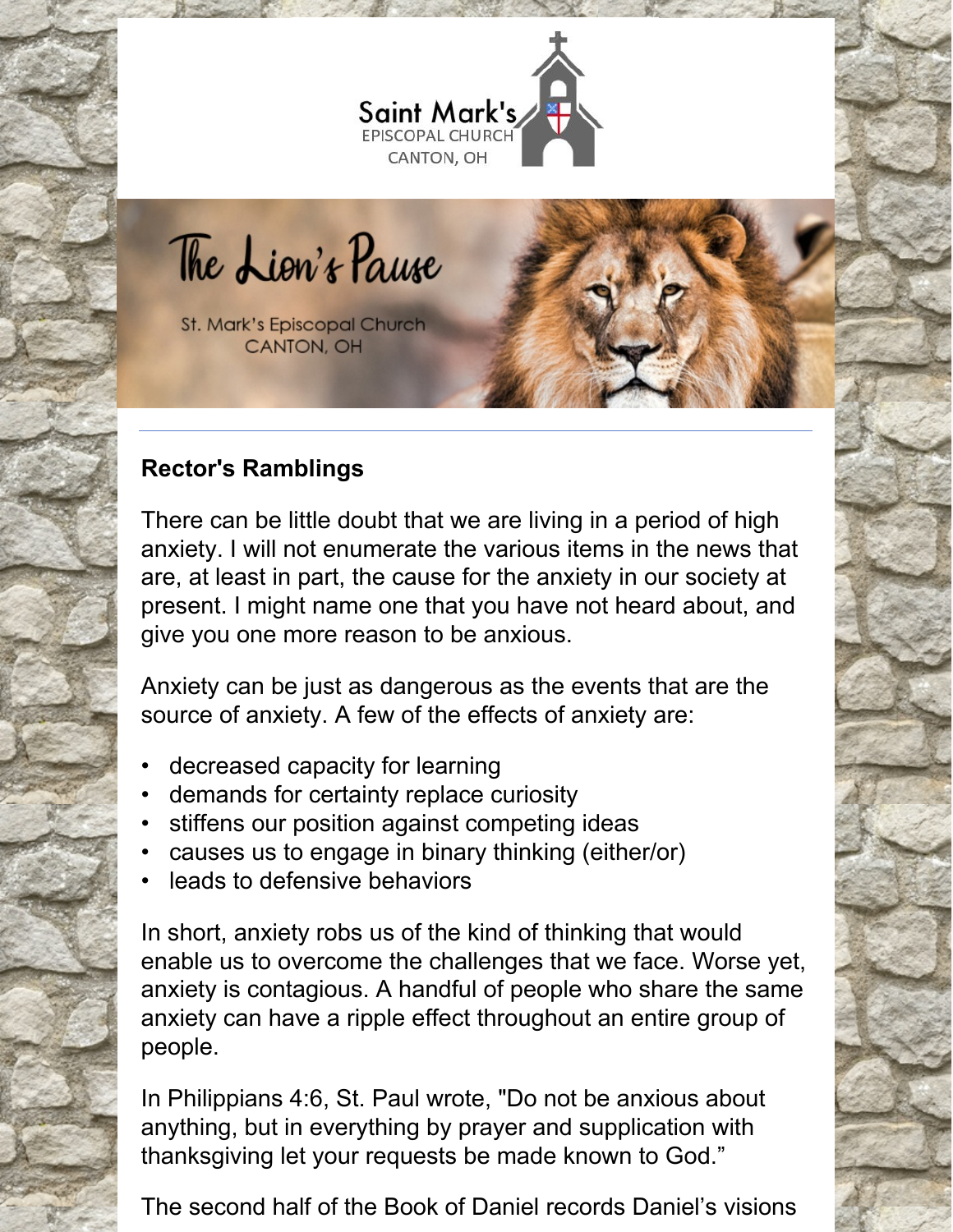Saint Mark's
EPISCOPAL CHURCH
CANTON, OH

# The Lion's Pause

St. Mark's Episcopal Church
CANTON, OH

## Rector's Ramblings

There can be little doubt that we are living in a period of high anxiety. I will not enumerate the various items in the news that are, at least in part, the cause for the anxiety in our society at present. I might name one that you have not heard about, and give you one more reason to be anxious.

Anxiety can be just as dangerous as the events that are the source of anxiety. A few of the effects of anxiety are:

- decreased capacity for learning
- demands for certainty replace curiosity
- stiffens our position against competing ideas
- causes us to engage in binary thinking (either/or)
- leads to defensive behaviors

In short, anxiety robs us of the kind of thinking that would enable us to overcome the challenges that we face. Worse yet, anxiety is contagious. A handful of people who share the same anxiety can have a ripple effect throughout an entire group of people.

In Philippians 4:6, St. Paul wrote, "Do not be anxious about anything, but in everything by prayer and supplication with thanksgiving let your requests be made known to God."

The second half of the Book of Daniel records Daniel's visions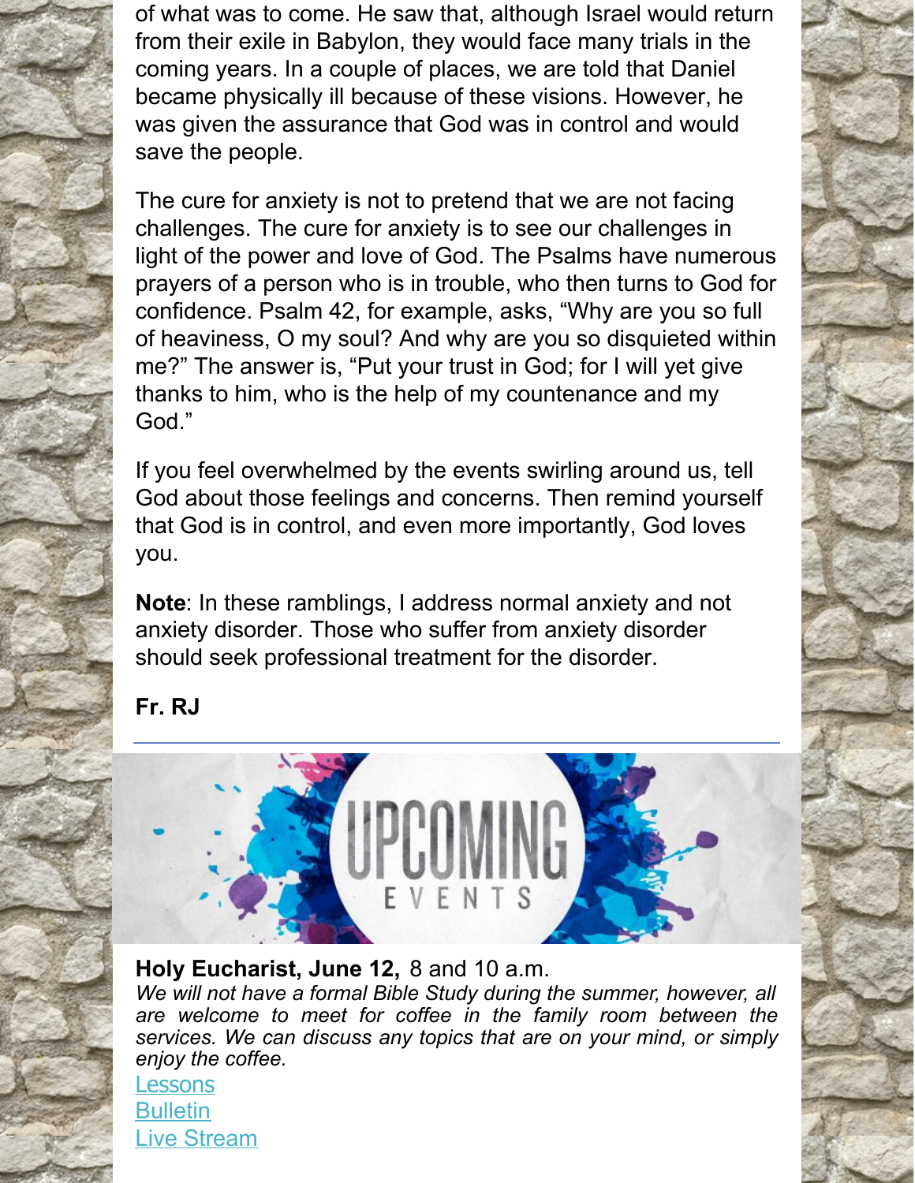of what was to come. He saw that, although Israel would return from their exile in Babylon, they would face many trials in the coming years. In a couple of places, we are told that Daniel became physically ill because of these visions. However, he was given the assurance that God was in control and would save the people.

The cure for anxiety is not to pretend that we are not facing challenges. The cure for anxiety is to see our challenges in light of the power and love of God. The Psalms have numerous prayers of a person who is in trouble, who then turns to God for confidence. Psalm 42, for example, asks, "Why are you so full of heaviness, O my soul? And why are you so disquieted within me?" The answer is, "Put your trust in God; for I will yet give thanks to him, who is the help of my countenance and my God."

If you feel overwhelmed by the events swirling around us, tell God about those feelings and concerns. Then remind yourself that God is in control, and even more importantly, God loves you.

**Note**: In these ramblings, I address normal anxiety and not anxiety disorder. Those who suffer from anxiety disorder should seek professional treatment for the disorder.

**Fr. RJ**

---

UPCOMING EVENTS

**Holy Eucharist, June 12,** 8 and 10 a.m.

*We will not have a formal Bible Study during the summer, however, all are welcome to meet for coffee in the family room between the services. We can discuss any topics that are on your mind, or simply enjoy the coffee.*

Lessons
Bulletin
Live Stream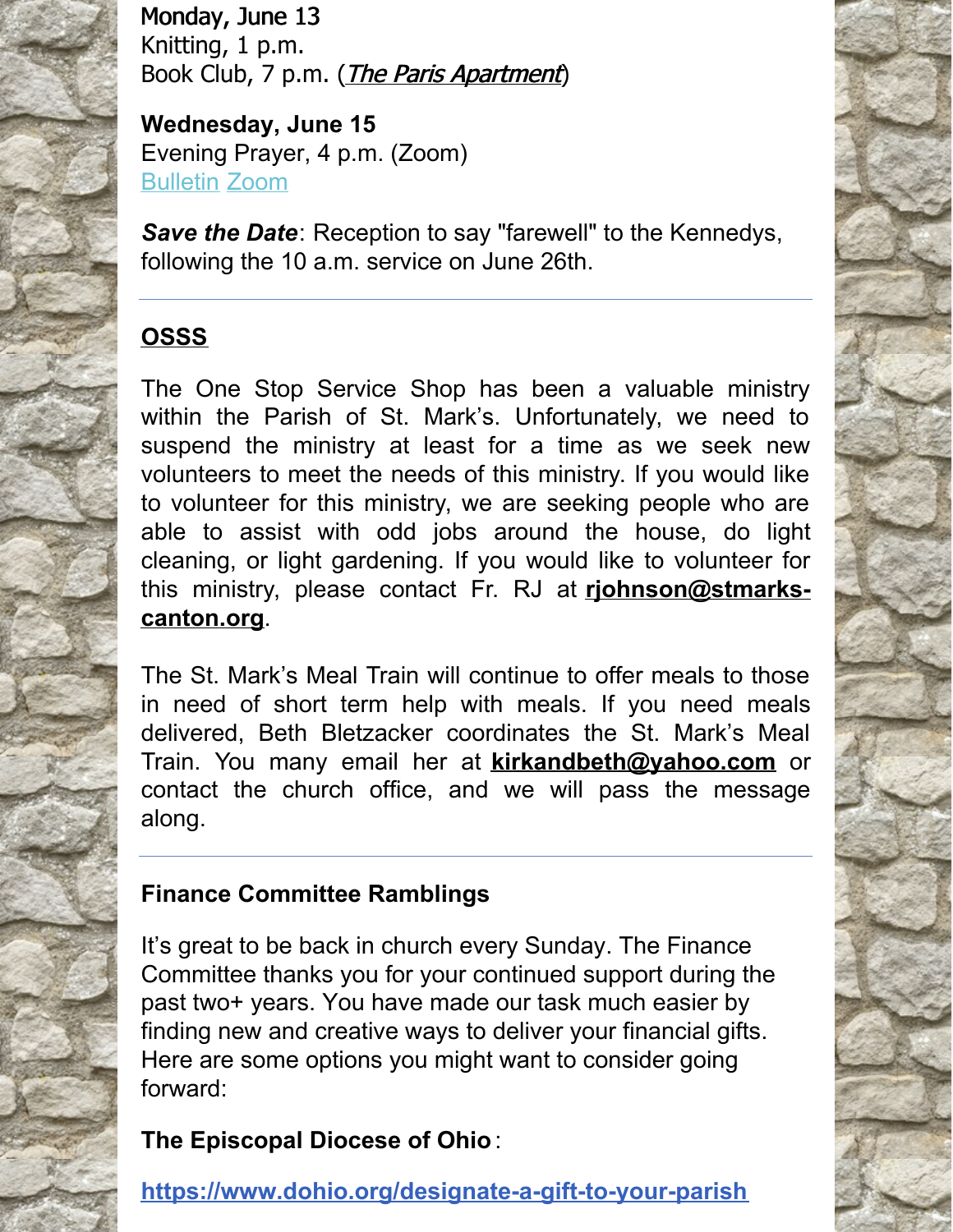**Monday, June 13**
Knitting, 1 p.m.
Book Club, 7 p.m. (*The Paris Apartment*)

**Wednesday, June 15**
Evening Prayer, 4 p.m. (Zoom)
Bulletin Zoom

***Save the Date***: Reception to say "farewell" to the Kennedys, following the 10 a.m. service on June 26th.

---

## OSSS

The One Stop Service Shop has been a valuable ministry within the Parish of St. Mark's. Unfortunately, we need to suspend the ministry at least for a time as we seek new volunteers to meet the needs of this ministry. If you would like to volunteer for this ministry, we are seeking people who are able to assist with odd jobs around the house, do light cleaning, or light gardening. If you would like to volunteer for this ministry, please contact Fr. RJ at **rjohnson@stmarks-canton.org**.

The St. Mark's Meal Train will continue to offer meals to those in need of short term help with meals. If you need meals delivered, Beth Bletzacker coordinates the St. Mark's Meal Train. You many email her at **kirkandbeth@yahoo.com** or contact the church office, and we will pass the message along.

---

### Finance Committee Ramblings

It's great to be back in church every Sunday. The Finance Committee thanks you for your continued support during the past two+ years. You have made our task much easier by finding new and creative ways to deliver your financial gifts. Here are some options you might want to consider going forward:

**The Episcopal Diocese of Ohio**:

**https://www.dohio.org/designate-a-gift-to-your-parish**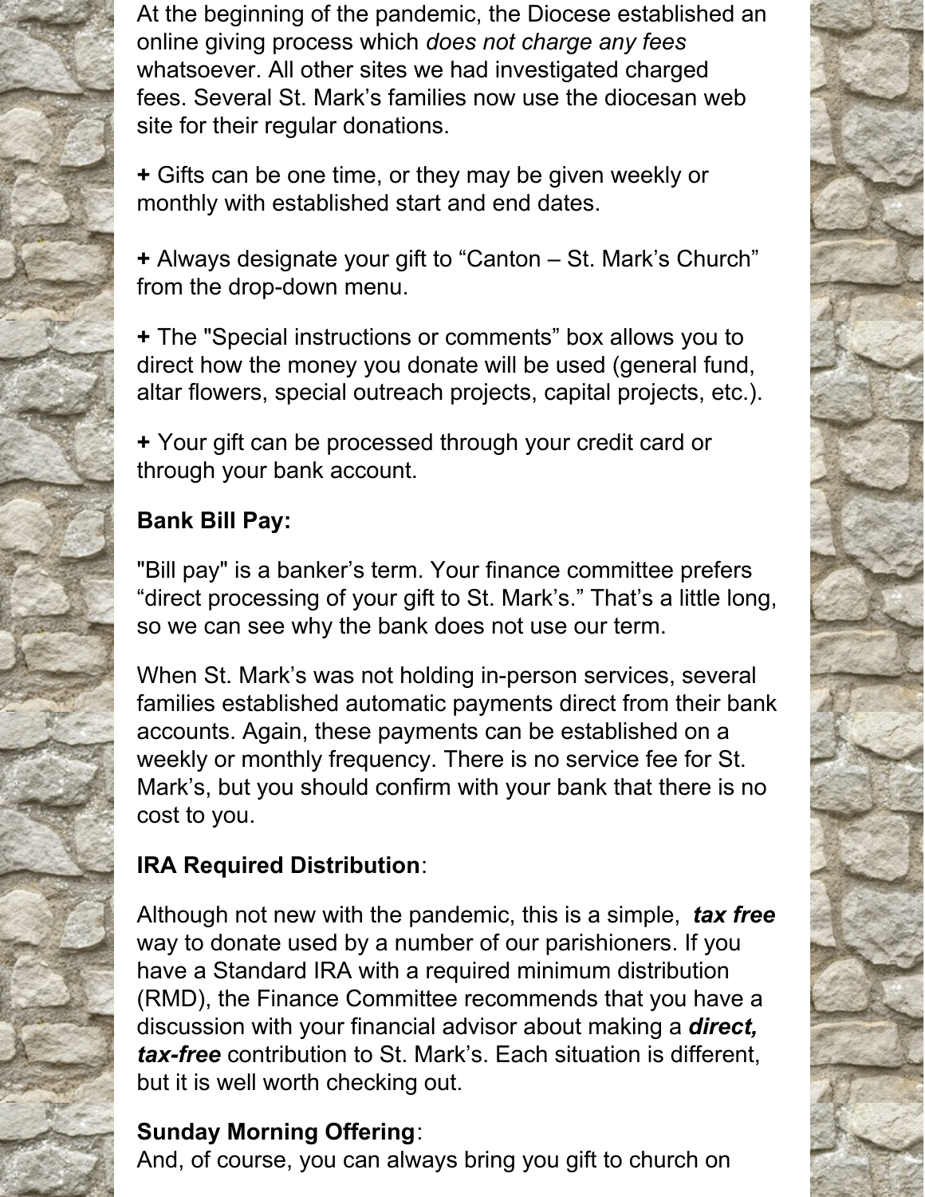At the beginning of the pandemic, the Diocese established an online giving process which *does not charge any fees* whatsoever. All other sites we had investigated charged fees. Several St. Mark's families now use the diocesan web site for their regular donations.

**+** Gifts can be one time, or they may be given weekly or monthly with established start and end dates.

**+** Always designate your gift to "Canton – St. Mark's Church" from the drop-down menu.

**+** The "Special instructions or comments" box allows you to direct how the money you donate will be used (general fund, altar flowers, special outreach projects, capital projects, etc.).

**+** Your gift can be processed through your credit card or through your bank account.

**Bank Bill Pay:**

"Bill pay" is a banker's term. Your finance committee prefers "direct processing of your gift to St. Mark's." That's a little long, so we can see why the bank does not use our term.

When St. Mark's was not holding in-person services, several families established automatic payments direct from their bank accounts. Again, these payments can be established on a weekly or monthly frequency. There is no service fee for St. Mark's, but you should confirm with your bank that there is no cost to you.

**IRA Required Distribution**:

Although not new with the pandemic, this is a simple, ***tax free*** way to donate used by a number of our parishioners. If you have a Standard IRA with a required minimum distribution (RMD), the Finance Committee recommends that you have a discussion with your financial advisor about making a ***direct, tax-free*** contribution to St. Mark's. Each situation is different, but it is well worth checking out.

**Sunday Morning Offering**:

And, of course, you can always bring you gift to church on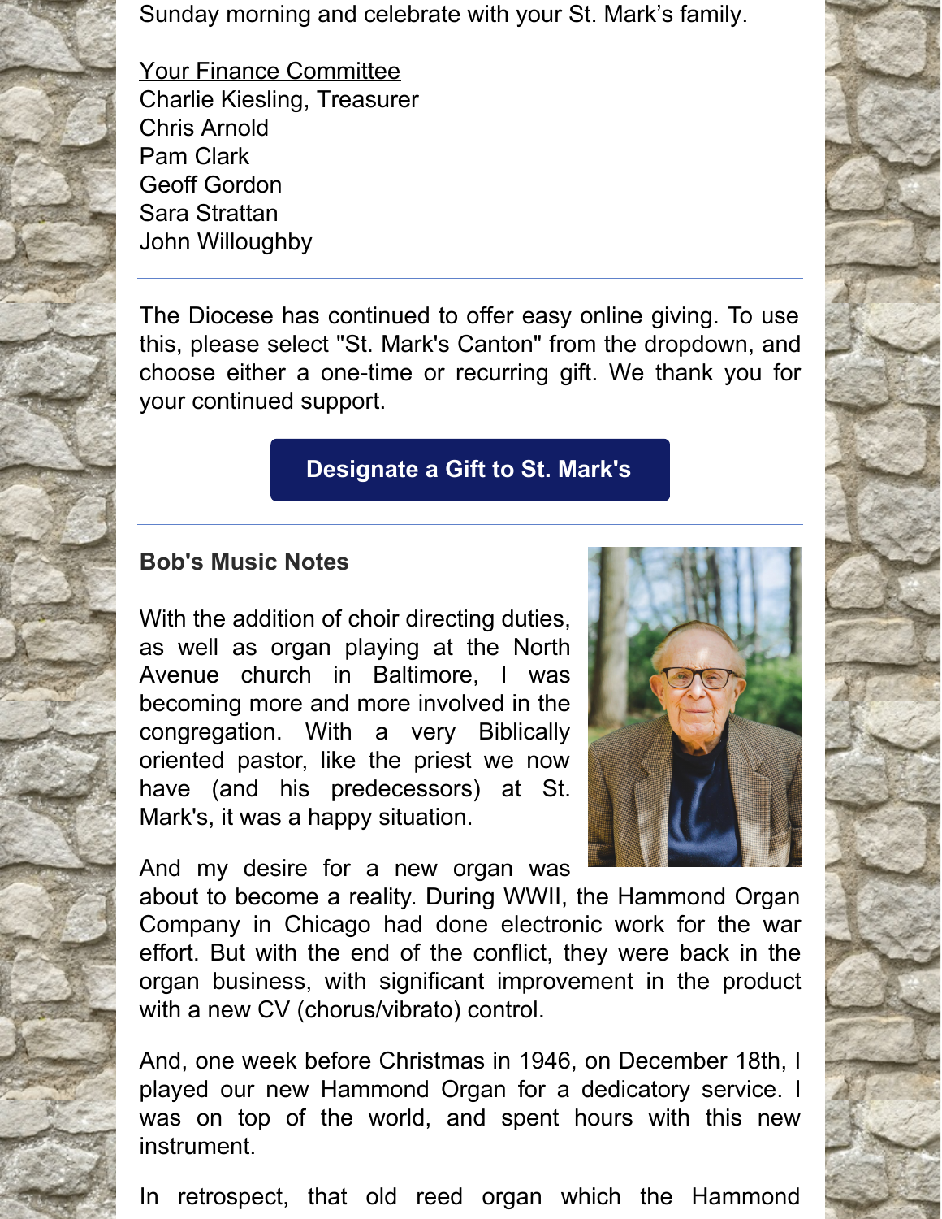Sunday morning and celebrate with your St. Mark's family.

Your Finance Committee
Charlie Kiesling, Treasurer
Chris Arnold
Pam Clark
Geoff Gordon
Sara Strattan
John Willoughby

---

The Diocese has continued to offer easy online giving. To use this, please select "St. Mark's Canton" from the dropdown, and choose either a one-time or recurring gift. We thank you for your continued support.

**Designate a Gift to St. Mark's**

---

**Bob's Music Notes**

With the addition of choir directing duties, as well as organ playing at the North Avenue church in Baltimore, I was becoming more and more involved in the congregation. With a very Biblically oriented pastor, like the priest we now have (and his predecessors) at St. Mark's, it was a happy situation.

And my desire for a new organ was about to become a reality. During WWII, the Hammond Organ Company in Chicago had done electronic work for the war effort. But with the end of the conflict, they were back in the organ business, with significant improvement in the product with a new CV (chorus/vibrato) control.

And, one week before Christmas in 1946, on December 18th, I played our new Hammond Organ for a dedicatory service. I was on top of the world, and spent hours with this new instrument.

In retrospect, that old reed organ which the Hammond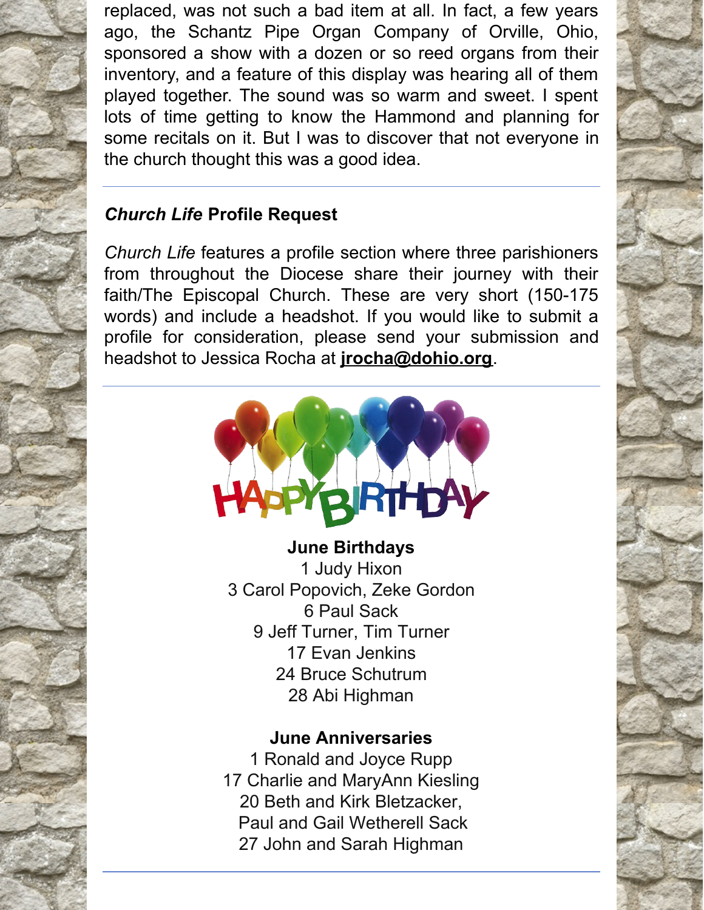replaced, was not such a bad item at all. In fact, a few years ago, the Schantz Pipe Organ Company of Orville, Ohio, sponsored a show with a dozen or so reed organs from their inventory, and a feature of this display was hearing all of them played together. The sound was so warm and sweet. I spent lots of time getting to know the Hammond and planning for some recitals on it. But I was to discover that not everyone in the church thought this was a good idea.

---

### *Church Life* Profile Request

*Church Life* features a profile section where three parishioners from throughout the Diocese share their journey with their faith/The Episcopal Church. These are very short (150-175 words) and include a headshot. If you would like to submit a profile for consideration, please send your submission and headshot to Jessica Rocha at **jrocha@dohio.org**.

---

**June Birthdays**

1 Judy Hixon
3 Carol Popovich, Zeke Gordon
6 Paul Sack
9 Jeff Turner, Tim Turner
17 Evan Jenkins
24 Bruce Schutrum
28 Abi Highman

**June Anniversaries**

1 Ronald and Joyce Rupp
17 Charlie and MaryAnn Kiesling
20 Beth and Kirk Bletzacker,
Paul and Gail Wetherell Sack
27 John and Sarah Highman

---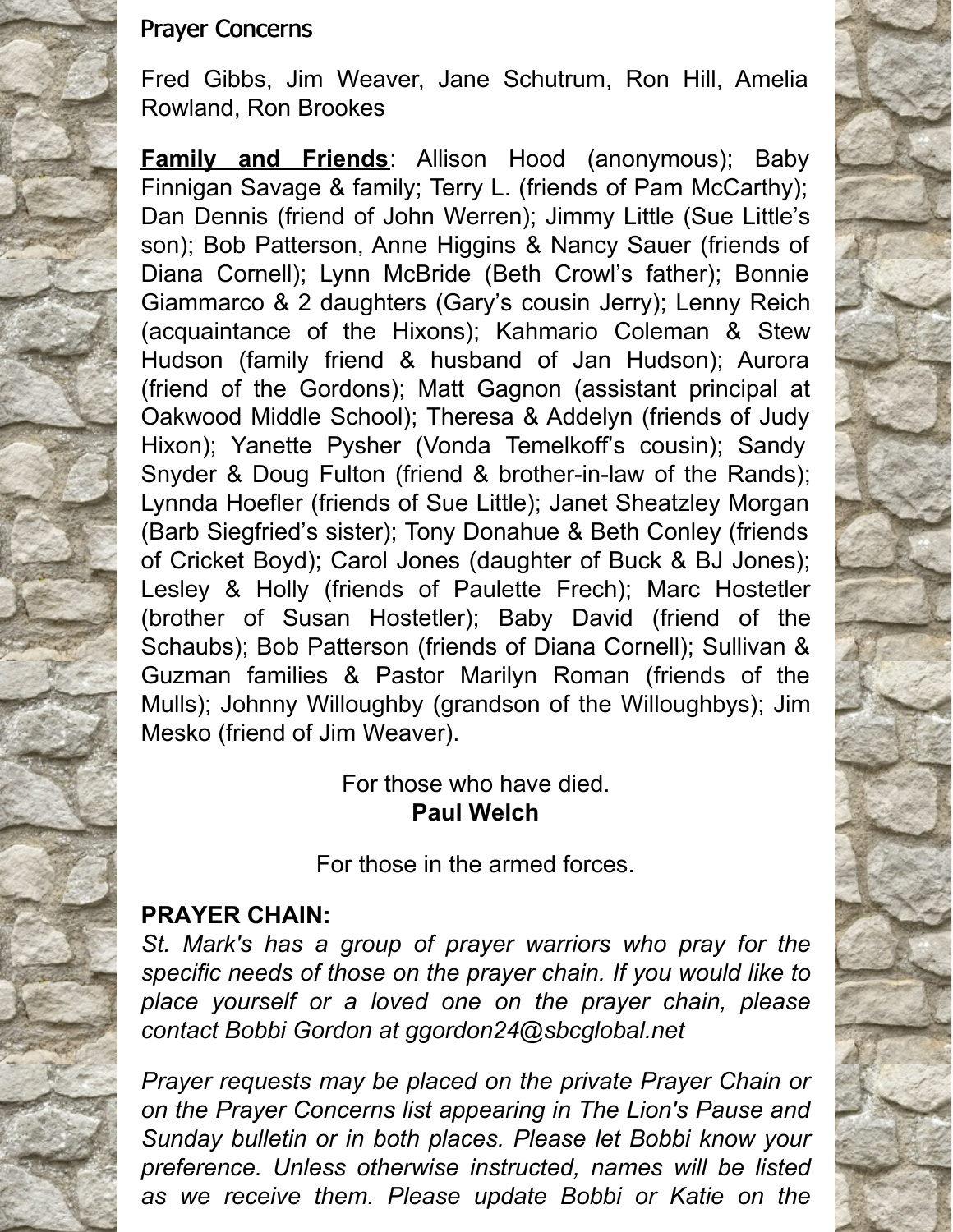## Prayer Concerns

Fred Gibbs, Jim Weaver, Jane Schutrum, Ron Hill, Amelia Rowland, Ron Brookes

**Family and Friends**: Allison Hood (anonymous); Baby Finnigan Savage & family; Terry L. (friends of Pam McCarthy); Dan Dennis (friend of John Werren); Jimmy Little (Sue Little's son); Bob Patterson, Anne Higgins & Nancy Sauer (friends of Diana Cornell); Lynn McBride (Beth Crowl's father); Bonnie Giammarco & 2 daughters (Gary's cousin Jerry); Lenny Reich (acquaintance of the Hixons); Kahmario Coleman & Stew Hudson (family friend & husband of Jan Hudson); Aurora (friend of the Gordons); Matt Gagnon (assistant principal at Oakwood Middle School); Theresa & Addelyn (friends of Judy Hixon); Yanette Pysher (Vonda Temelkoff's cousin); Sandy Snyder & Doug Fulton (friend & brother-in-law of the Rands); Lynnda Hoefler (friends of Sue Little); Janet Sheatzley Morgan (Barb Siegfried's sister); Tony Donahue & Beth Conley (friends of Cricket Boyd); Carol Jones (daughter of Buck & BJ Jones); Lesley & Holly (friends of Paulette Frech); Marc Hostetler (brother of Susan Hostetler); Baby David (friend of the Schaubs); Bob Patterson (friends of Diana Cornell); Sullivan & Guzman families & Pastor Marilyn Roman (friends of the Mulls); Johnny Willoughby (grandson of the Willoughbys); Jim Mesko (friend of Jim Weaver).

For those who have died.
**Paul Welch**

For those in the armed forces.

**PRAYER CHAIN:**

*St. Mark's has a group of prayer warriors who pray for the specific needs of those on the prayer chain. If you would like to place yourself or a loved one on the prayer chain, please contact Bobbi Gordon at ggordon24@sbcglobal.net*

*Prayer requests may be placed on the private Prayer Chain or on the Prayer Concerns list appearing in The Lion's Pause and Sunday bulletin or in both places. Please let Bobbi know your preference. Unless otherwise instructed, names will be listed as we receive them. Please update Bobbi or Katie on the*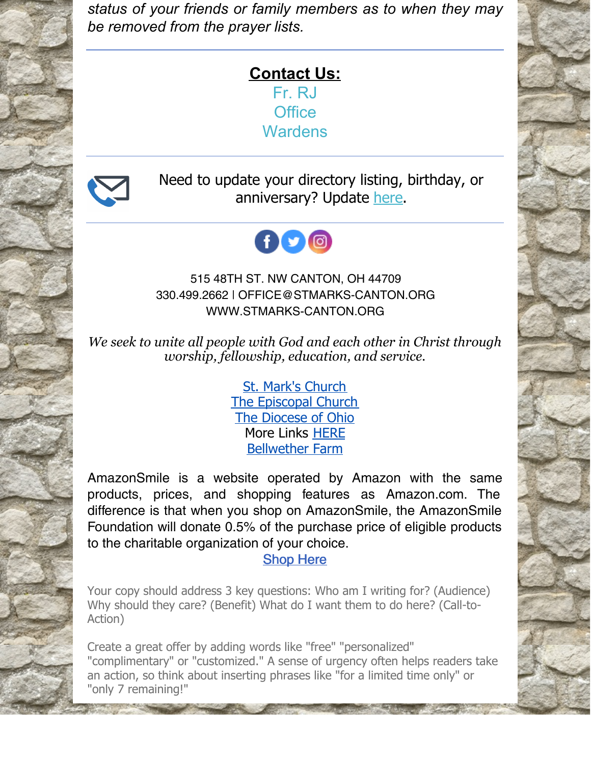*status of your friends or family members as to when they may be removed from the prayer lists.*

---

**Contact Us:**

Fr. RJ
Office
Wardens

---

Need to update your directory listing, birthday, or anniversary? Update here.

---

515 48TH ST. NW CANTON, OH 44709
330.499.2662 | OFFICE@STMARKS-CANTON.ORG
WWW.STMARKS-CANTON.ORG

*We seek to unite all people with God and each other in Christ through worship, fellowship, education, and service.*

St. Mark's Church
The Episcopal Church
The Diocese of Ohio
More Links HERE
Bellwether Farm

AmazonSmile is a website operated by Amazon with the same products, prices, and shopping features as Amazon.com. The difference is that when you shop on AmazonSmile, the AmazonSmile Foundation will donate 0.5% of the purchase price of eligible products to the charitable organization of your choice.

Shop Here

Your copy should address 3 key questions: Who am I writing for? (Audience) Why should they care? (Benefit) What do I want them to do here? (Call-to-Action)

Create a great offer by adding words like "free" "personalized" "complimentary" or "customized." A sense of urgency often helps readers take an action, so think about inserting phrases like "for a limited time only" or "only 7 remaining!"